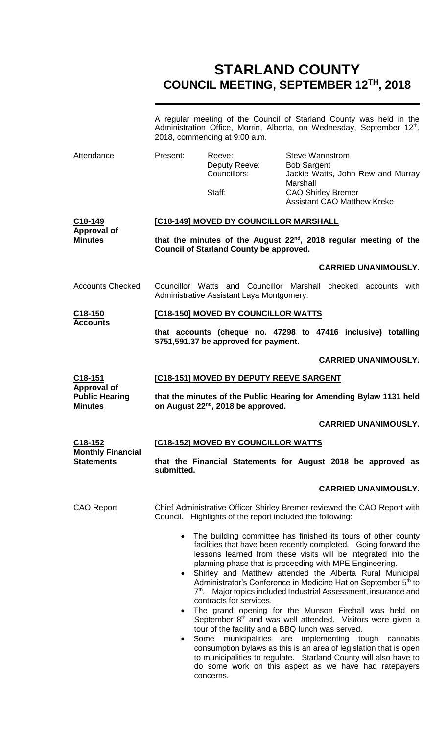# STARLAND COUNTY
## COUNCIL MEETING, SEPTEMBER 12TH, 2018

A regular meeting of the Council of Starland County was held in the Administration Office, Morrin, Alberta, on Wednesday, September 12th, 2018, commencing at 9:00 a.m.

**Attendance**

| | | |
|---|---|---|
| Present: | Reeve: | Steve Wannstrom |
| | Deputy Reeve: | Bob Sargent |
| | Councillors: | Jackie Watts, John Rew and Murray Marshall |
| | Staff: | CAO Shirley Bremer |
| | | Assistant CAO Matthew Kreke |

**C18-149 Approval of Minutes**

**[C18-149] MOVED BY COUNCILLOR MARSHALL**

**that the minutes of the August 22nd, 2018 regular meeting of the Council of Starland County be approved.**

**CARRIED UNANIMOUSLY.**

**Accounts Checked**

Councillor Watts and Councillor Marshall checked accounts with Administrative Assistant Laya Montgomery.

**C18-150 Accounts**

**[C18-150] MOVED BY COUNCILLOR WATTS**

**that accounts (cheque no. 47298 to 47416 inclusive) totalling $751,591.37 be approved for payment.**

**CARRIED UNANIMOUSLY.**

**C18-151 Approval of Public Hearing Minutes**

**[C18-151] MOVED BY DEPUTY REEVE SARGENT**

**that the minutes of the Public Hearing for Amending Bylaw 1131 held on August 22nd, 2018 be approved.**

**CARRIED UNANIMOUSLY.**

**C18-152 Monthly Financial Statements**

**[C18-152] MOVED BY COUNCILLOR WATTS**

**that the Financial Statements for August 2018 be approved as submitted.**

**CARRIED UNANIMOUSLY.**

**CAO Report**

Chief Administrative Officer Shirley Bremer reviewed the CAO Report with Council. Highlights of the report included the following:

- The building committee has finished its tours of other county facilities that have been recently completed. Going forward the lessons learned from these visits will be integrated into the planning phase that is proceeding with MPE Engineering.
- Shirley and Matthew attended the Alberta Rural Municipal Administrator's Conference in Medicine Hat on September 5th to 7th. Major topics included Industrial Assessment, insurance and contracts for services.
- The grand opening for the Munson Firehall was held on September 8th and was well attended. Visitors were given a tour of the facility and a BBQ lunch was served.
- Some municipalities are implementing tough cannabis consumption bylaws as this is an area of legislation that is open to municipalities to regulate. Starland County will also have to do some work on this aspect as we have had ratepayers concerns.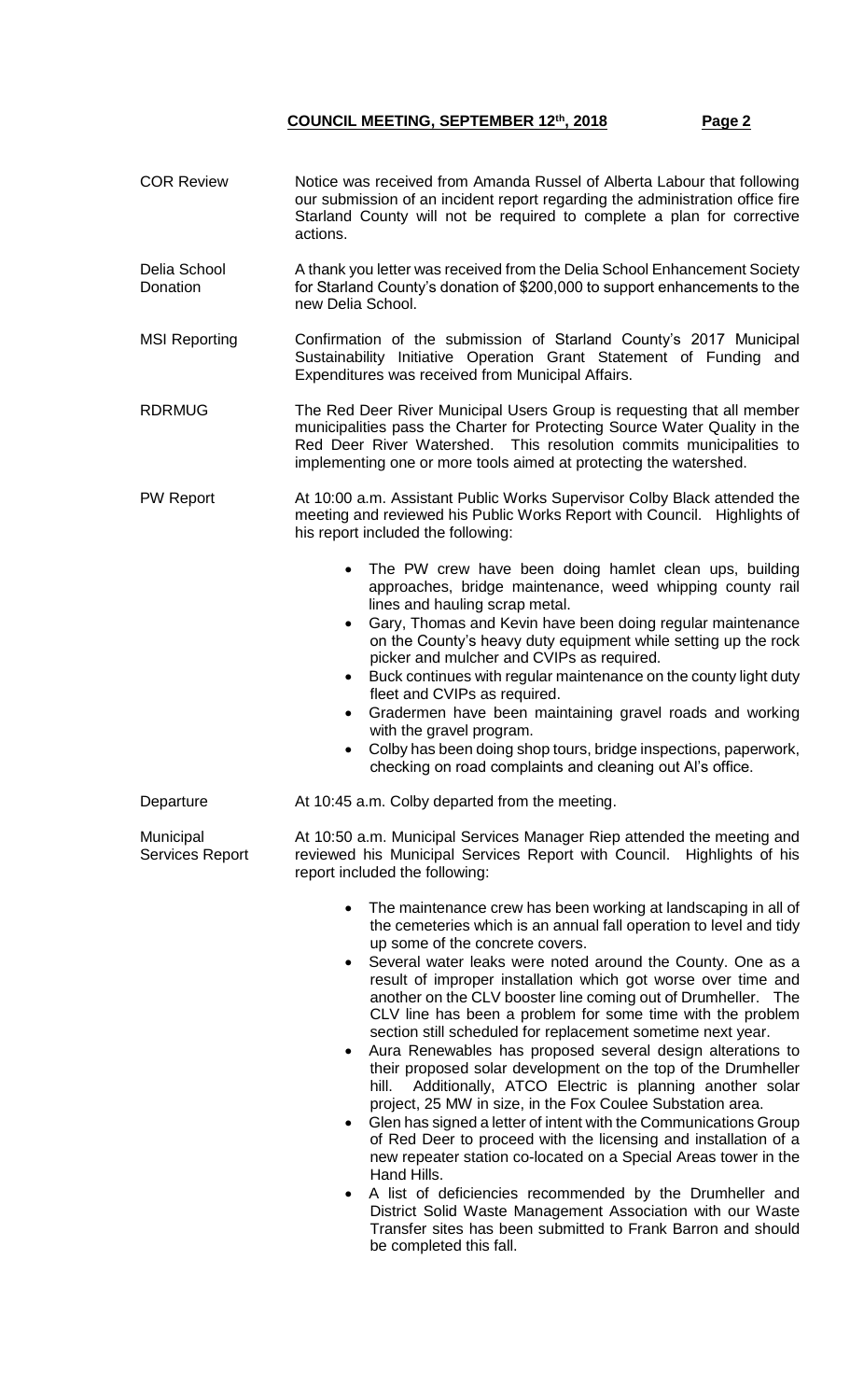**COR Review**

Notice was received from Amanda Russel of Alberta Labour that following our submission of an incident report regarding the administration office fire Starland County will not be required to complete a plan for corrective actions.

**Delia School Donation**

A thank you letter was received from the Delia School Enhancement Society for Starland County's donation of $200,000 to support enhancements to the new Delia School.

**MSI Reporting**

Confirmation of the submission of Starland County's 2017 Municipal Sustainability Initiative Operation Grant Statement of Funding and Expenditures was received from Municipal Affairs.

**RDRMUG**

The Red Deer River Municipal Users Group is requesting that all member municipalities pass the Charter for Protecting Source Water Quality in the Red Deer River Watershed. This resolution commits municipalities to implementing one or more tools aimed at protecting the watershed.

**PW Report**

At 10:00 a.m. Assistant Public Works Supervisor Colby Black attended the meeting and reviewed his Public Works Report with Council. Highlights of his report included the following:

- The PW crew have been doing hamlet clean ups, building approaches, bridge maintenance, weed whipping county rail lines and hauling scrap metal.
- Gary, Thomas and Kevin have been doing regular maintenance on the County's heavy duty equipment while setting up the rock picker and mulcher and CVIPs as required.
- Buck continues with regular maintenance on the county light duty fleet and CVIPs as required.
- Gradermen have been maintaining gravel roads and working with the gravel program.
- Colby has been doing shop tours, bridge inspections, paperwork, checking on road complaints and cleaning out Al's office.

**Departure**

At 10:45 a.m. Colby departed from the meeting.

**Municipal Services Report**

At 10:50 a.m. Municipal Services Manager Riep attended the meeting and reviewed his Municipal Services Report with Council. Highlights of his report included the following:

- The maintenance crew has been working at landscaping in all of the cemeteries which is an annual fall operation to level and tidy up some of the concrete covers.
- Several water leaks were noted around the County. One as a result of improper installation which got worse over time and another on the CLV booster line coming out of Drumheller. The CLV line has been a problem for some time with the problem section still scheduled for replacement sometime next year.
- Aura Renewables has proposed several design alterations to their proposed solar development on the top of the Drumheller hill. Additionally, ATCO Electric is planning another solar project, 25 MW in size, in the Fox Coulee Substation area.
- Glen has signed a letter of intent with the Communications Group of Red Deer to proceed with the licensing and installation of a new repeater station co-located on a Special Areas tower in the Hand Hills.
- A list of deficiencies recommended by the Drumheller and District Solid Waste Management Association with our Waste Transfer sites has been submitted to Frank Barron and should be completed this fall.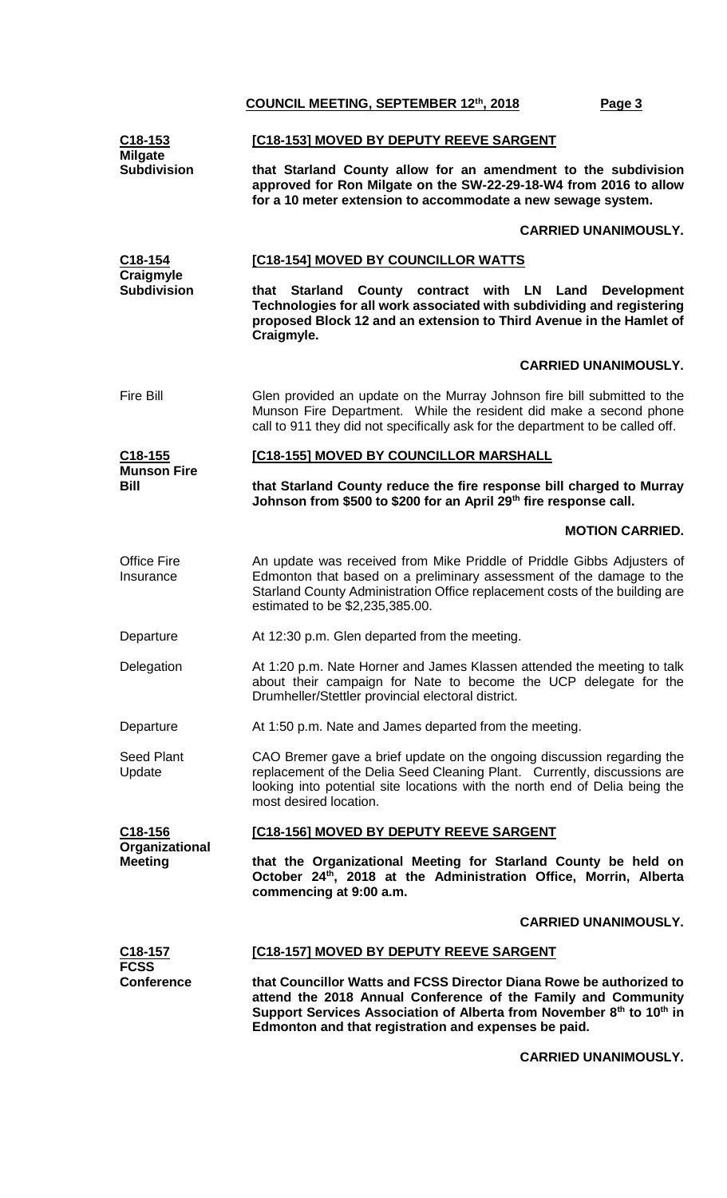**C18-153 Milgate Subdivision**

**[C18-153] MOVED BY DEPUTY REEVE SARGENT**

**that Starland County allow for an amendment to the subdivision approved for Ron Milgate on the SW-22-29-18-W4 from 2016 to allow for a 10 meter extension to accommodate a new sewage system.**

**CARRIED UNANIMOUSLY.**

**C18-154 Craigmyle Subdivision**

**[C18-154] MOVED BY COUNCILLOR WATTS**

**that Starland County contract with LN Land Development Technologies for all work associated with subdividing and registering proposed Block 12 and an extension to Third Avenue in the Hamlet of Craigmyle.**

**CARRIED UNANIMOUSLY.**

Fire Bill

Glen provided an update on the Murray Johnson fire bill submitted to the Munson Fire Department. While the resident did make a second phone call to 911 they did not specifically ask for the department to be called off.

**C18-155 Munson Fire Bill**

**[C18-155] MOVED BY COUNCILLOR MARSHALL**

**that Starland County reduce the fire response bill charged to Murray Johnson from $500 to $200 for an April 29th fire response call.**

**MOTION CARRIED.**

Office Fire Insurance

An update was received from Mike Priddle of Priddle Gibbs Adjusters of Edmonton that based on a preliminary assessment of the damage to the Starland County Administration Office replacement costs of the building are estimated to be $2,235,385.00.

Departure

At 12:30 p.m. Glen departed from the meeting.

Delegation

At 1:20 p.m. Nate Horner and James Klassen attended the meeting to talk about their campaign for Nate to become the UCP delegate for the Drumheller/Stettler provincial electoral district.

Departure

At 1:50 p.m. Nate and James departed from the meeting.

Seed Plant Update

CAO Bremer gave a brief update on the ongoing discussion regarding the replacement of the Delia Seed Cleaning Plant. Currently, discussions are looking into potential site locations with the north end of Delia being the most desired location.

**C18-156 Organizational Meeting**

**[C18-156] MOVED BY DEPUTY REEVE SARGENT**

**that the Organizational Meeting for Starland County be held on October 24th, 2018 at the Administration Office, Morrin, Alberta commencing at 9:00 a.m.**

**CARRIED UNANIMOUSLY.**

**C18-157 FCSS Conference**

**[C18-157] MOVED BY DEPUTY REEVE SARGENT**

**that Councillor Watts and FCSS Director Diana Rowe be authorized to attend the 2018 Annual Conference of the Family and Community Support Services Association of Alberta from November 8th to 10th in Edmonton and that registration and expenses be paid.**

**CARRIED UNANIMOUSLY.**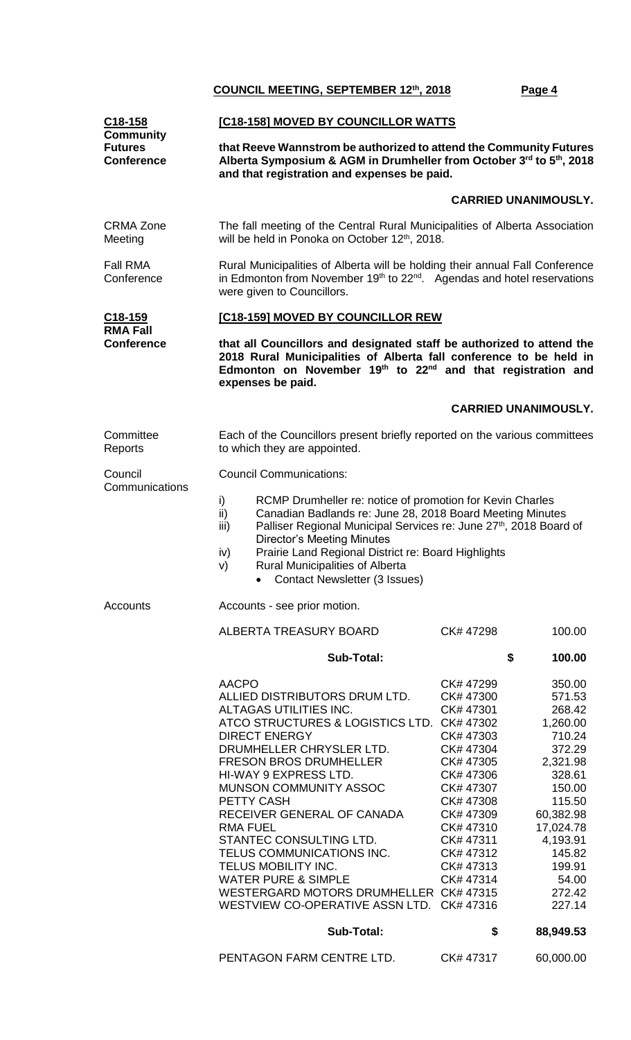## COUNCIL MEETING, SEPTEMBER 12th, 2018

**C18-158**
**Community Futures Conference**

**[C18-158] MOVED BY COUNCILLOR WATTS**

**that Reeve Wannstrom be authorized to attend the Community Futures Alberta Symposium & AGM in Drumheller from October 3rd to 5th, 2018 and that registration and expenses be paid.**

**CARRIED UNANIMOUSLY.**

CRMA Zone Meeting

The fall meeting of the Central Rural Municipalities of Alberta Association will be held in Ponoka on October 12th, 2018.

Fall RMA Conference

Rural Municipalities of Alberta will be holding their annual Fall Conference in Edmonton from November 19th to 22nd. Agendas and hotel reservations were given to Councillors.

**C18-159**
**RMA Fall Conference**

**[C18-159] MOVED BY COUNCILLOR REW**

**that all Councillors and designated staff be authorized to attend the 2018 Rural Municipalities of Alberta fall conference to be held in Edmonton on November 19th to 22nd and that registration and expenses be paid.**

**CARRIED UNANIMOUSLY.**

Committee Reports

Each of the Councillors present briefly reported on the various committees to which they are appointed.

Council Communications

Council Communications:

i) RCMP Drumheller re: notice of promotion for Kevin Charles
ii) Canadian Badlands re: June 28, 2018 Board Meeting Minutes
iii) Palliser Regional Municipal Services re: June 27th, 2018 Board of Director's Meeting Minutes
iv) Prairie Land Regional District re: Board Highlights
v) Rural Municipalities of Alberta
   - Contact Newsletter (3 Issues)

Accounts

Accounts - see prior motion.

| | | |
|---|---|---|
| ALBERTA TREASURY BOARD | CK# 47298 | 100.00 |
| **Sub-Total:** | **$** | **100.00** |
| AACPO | CK# 47299 | 350.00 |
| ALLIED DISTRIBUTORS DRUM LTD. | CK# 47300 | 571.53 |
| ALTAGAS UTILITIES INC. | CK# 47301 | 268.42 |
| ATCO STRUCTURES & LOGISTICS LTD. | CK# 47302 | 1,260.00 |
| DIRECT ENERGY | CK# 47303 | 710.24 |
| DRUMHELLER CHRYSLER LTD. | CK# 47304 | 372.29 |
| FRESON BROS DRUMHELLER | CK# 47305 | 2,321.98 |
| HI-WAY 9 EXPRESS LTD. | CK# 47306 | 328.61 |
| MUNSON COMMUNITY ASSOC | CK# 47307 | 150.00 |
| PETTY CASH | CK# 47308 | 115.50 |
| RECEIVER GENERAL OF CANADA | CK# 47309 | 60,382.98 |
| RMA FUEL | CK# 47310 | 17,024.78 |
| STANTEC CONSULTING LTD. | CK# 47311 | 4,193.91 |
| TELUS COMMUNICATIONS INC. | CK# 47312 | 145.82 |
| TELUS MOBILITY INC. | CK# 47313 | 199.91 |
| WATER PURE & SIMPLE | CK# 47314 | 54.00 |
| WESTERGARD MOTORS DRUMHELLER | CK# 47315 | 272.42 |
| WESTVIEW CO-OPERATIVE ASSN LTD. | CK# 47316 | 227.14 |
| **Sub-Total:** | **$** | **88,949.53** |
| PENTAGON FARM CENTRE LTD. | CK# 47317 | 60,000.00 |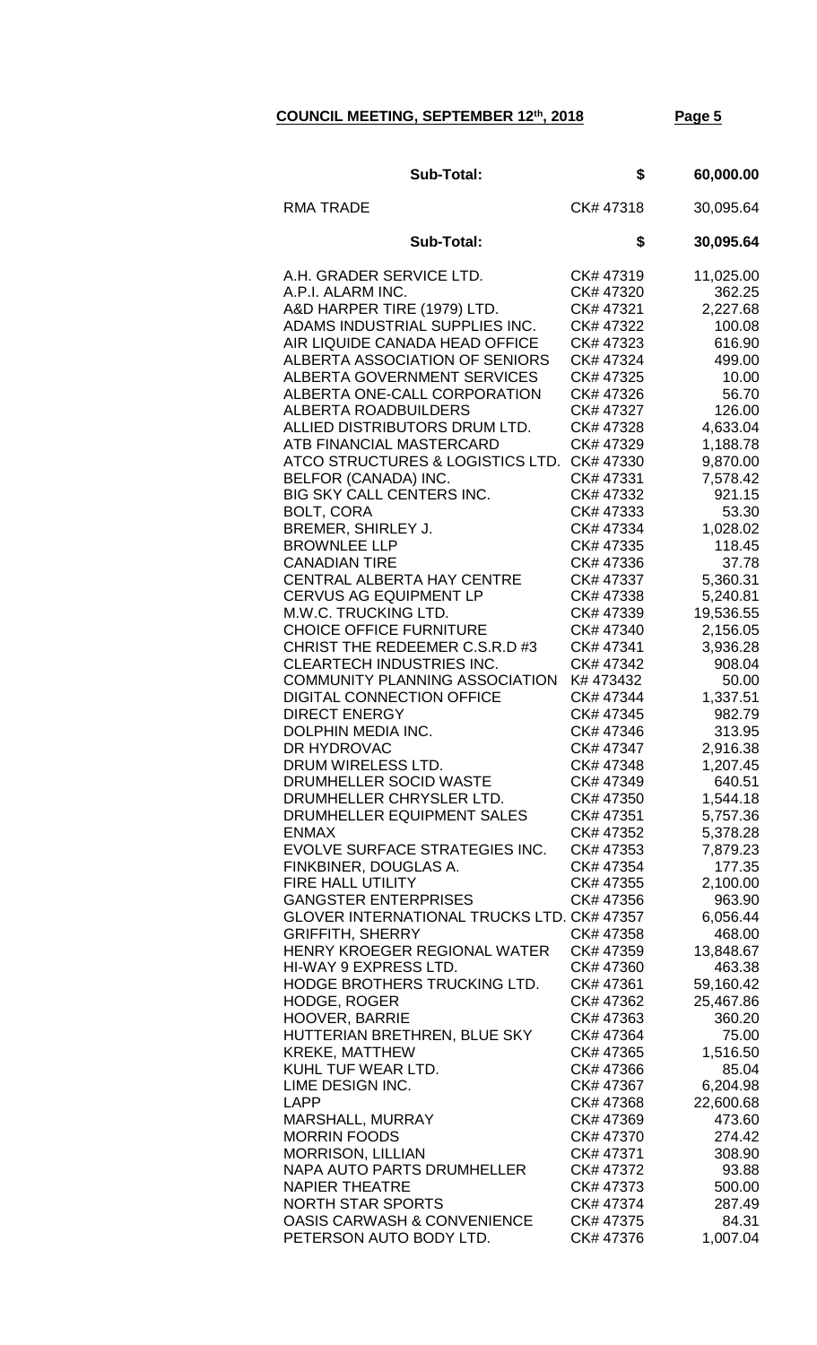**COUNCIL MEETING, SEPTEMBER 12th, 2018**

| | | |
|---|---|---|
| **Sub-Total:** | **$** | **60,000.00** |
| RMA TRADE | CK# 47318 | 30,095.64 |
| **Sub-Total:** | **$** | **30,095.64** |
| A.H. GRADER SERVICE LTD. | CK# 47319 | 11,025.00 |
| A.P.I. ALARM INC. | CK# 47320 | 362.25 |
| A&D HARPER TIRE (1979) LTD. | CK# 47321 | 2,227.68 |
| ADAMS INDUSTRIAL SUPPLIES INC. | CK# 47322 | 100.08 |
| AIR LIQUIDE CANADA HEAD OFFICE | CK# 47323 | 616.90 |
| ALBERTA ASSOCIATION OF SENIORS | CK# 47324 | 499.00 |
| ALBERTA GOVERNMENT SERVICES | CK# 47325 | 10.00 |
| ALBERTA ONE-CALL CORPORATION | CK# 47326 | 56.70 |
| ALBERTA ROADBUILDERS | CK# 47327 | 126.00 |
| ALLIED DISTRIBUTORS DRUM LTD. | CK# 47328 | 4,633.04 |
| ATB FINANCIAL MASTERCARD | CK# 47329 | 1,188.78 |
| ATCO STRUCTURES & LOGISTICS LTD. | CK# 47330 | 9,870.00 |
| BELFOR (CANADA) INC. | CK# 47331 | 7,578.42 |
| BIG SKY CALL CENTERS INC. | CK# 47332 | 921.15 |
| BOLT, CORA | CK# 47333 | 53.30 |
| BREMER, SHIRLEY J. | CK# 47334 | 1,028.02 |
| BROWNLEE LLP | CK# 47335 | 118.45 |
| CANADIAN TIRE | CK# 47336 | 37.78 |
| CENTRAL ALBERTA HAY CENTRE | CK# 47337 | 5,360.31 |
| CERVUS AG EQUIPMENT LP | CK# 47338 | 5,240.81 |
| M.W.C. TRUCKING LTD. | CK# 47339 | 19,536.55 |
| CHOICE OFFICE FURNITURE | CK# 47340 | 2,156.05 |
| CHRIST THE REDEEMER C.S.R.D #3 | CK# 47341 | 3,936.28 |
| CLEARTECH INDUSTRIES INC. | CK# 47342 | 908.04 |
| COMMUNITY PLANNING ASSOCIATION | K# 473432 | 50.00 |
| DIGITAL CONNECTION OFFICE | CK# 47344 | 1,337.51 |
| DIRECT ENERGY | CK# 47345 | 982.79 |
| DOLPHIN MEDIA INC. | CK# 47346 | 313.95 |
| DR HYDROVAC | CK# 47347 | 2,916.38 |
| DRUM WIRELESS LTD. | CK# 47348 | 1,207.45 |
| DRUMHELLER SOCID WASTE | CK# 47349 | 640.51 |
| DRUMHELLER CHRYSLER LTD. | CK# 47350 | 1,544.18 |
| DRUMHELLER EQUIPMENT SALES | CK# 47351 | 5,757.36 |
| ENMAX | CK# 47352 | 5,378.28 |
| EVOLVE SURFACE STRATEGIES INC. | CK# 47353 | 7,879.23 |
| FINKBINER, DOUGLAS A. | CK# 47354 | 177.35 |
| FIRE HALL UTILITY | CK# 47355 | 2,100.00 |
| GANGSTER ENTERPRISES | CK# 47356 | 963.90 |
| GLOVER INTERNATIONAL TRUCKS LTD. | CK# 47357 | 6,056.44 |
| GRIFFITH, SHERRY | CK# 47358 | 468.00 |
| HENRY KROEGER REGIONAL WATER | CK# 47359 | 13,848.67 |
| HI-WAY 9 EXPRESS LTD. | CK# 47360 | 463.38 |
| HODGE BROTHERS TRUCKING LTD. | CK# 47361 | 59,160.42 |
| HODGE, ROGER | CK# 47362 | 25,467.86 |
| HOOVER, BARRIE | CK# 47363 | 360.20 |
| HUTTERIAN BRETHREN, BLUE SKY | CK# 47364 | 75.00 |
| KREKE, MATTHEW | CK# 47365 | 1,516.50 |
| KUHL TUF WEAR LTD. | CK# 47366 | 85.04 |
| LIME DESIGN INC. | CK# 47367 | 6,204.98 |
| LAPP | CK# 47368 | 22,600.68 |
| MARSHALL, MURRAY | CK# 47369 | 473.60 |
| MORRIN FOODS | CK# 47370 | 274.42 |
| MORRISON, LILLIAN | CK# 47371 | 308.90 |
| NAPA AUTO PARTS DRUMHELLER | CK# 47372 | 93.88 |
| NAPIER THEATRE | CK# 47373 | 500.00 |
| NORTH STAR SPORTS | CK# 47374 | 287.49 |
| OASIS CARWASH & CONVENIENCE | CK# 47375 | 84.31 |
| PETERSON AUTO BODY LTD. | CK# 47376 | 1,007.04 |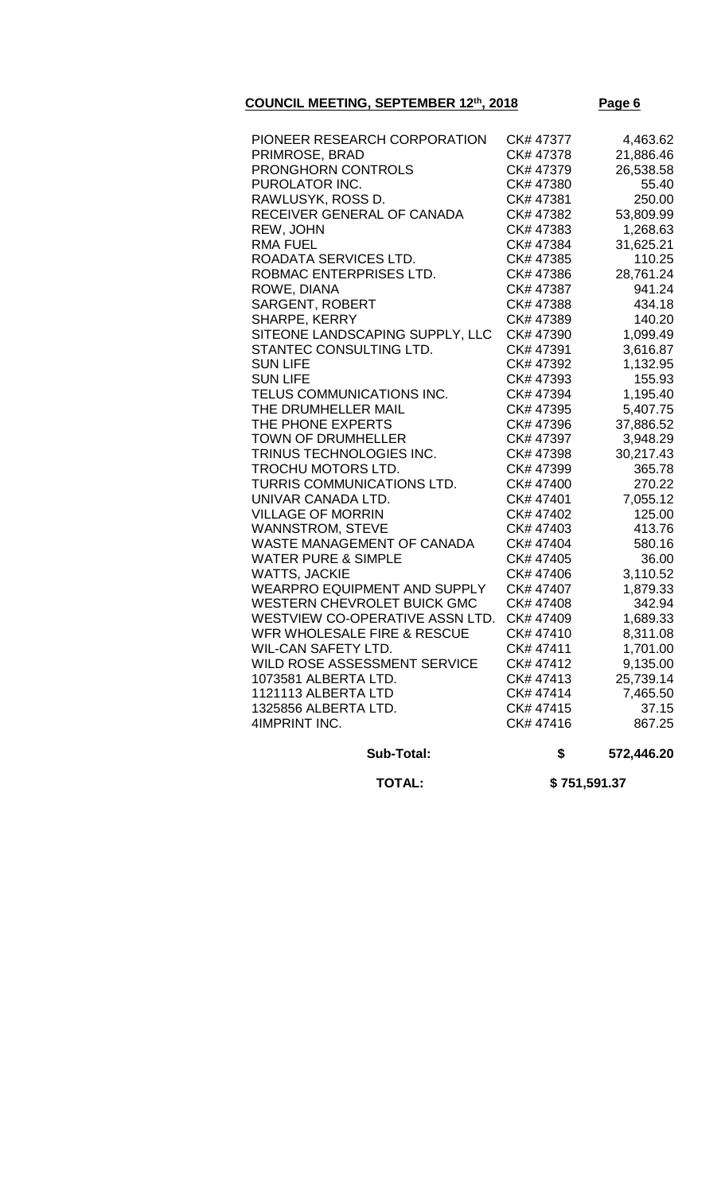**COUNCIL MEETING, SEPTEMBER 12th, 2018**

| | | |
|---|---|---|
| PIONEER RESEARCH CORPORATION | CK# 47377 | 4,463.62 |
| PRIMROSE, BRAD | CK# 47378 | 21,886.46 |
| PRONGHORN CONTROLS | CK# 47379 | 26,538.58 |
| PUROLATOR INC. | CK# 47380 | 55.40 |
| RAWLUSYK, ROSS D. | CK# 47381 | 250.00 |
| RECEIVER GENERAL OF CANADA | CK# 47382 | 53,809.99 |
| REW, JOHN | CK# 47383 | 1,268.63 |
| RMA FUEL | CK# 47384 | 31,625.21 |
| ROADATA SERVICES LTD. | CK# 47385 | 110.25 |
| ROBMAC ENTERPRISES LTD. | CK# 47386 | 28,761.24 |
| ROWE, DIANA | CK# 47387 | 941.24 |
| SARGENT, ROBERT | CK# 47388 | 434.18 |
| SHARPE, KERRY | CK# 47389 | 140.20 |
| SITEONE LANDSCAPING SUPPLY, LLC | CK# 47390 | 1,099.49 |
| STANTEC CONSULTING LTD. | CK# 47391 | 3,616.87 |
| SUN LIFE | CK# 47392 | 1,132.95 |
| SUN LIFE | CK# 47393 | 155.93 |
| TELUS COMMUNICATIONS INC. | CK# 47394 | 1,195.40 |
| THE DRUMHELLER MAIL | CK# 47395 | 5,407.75 |
| THE PHONE EXPERTS | CK# 47396 | 37,886.52 |
| TOWN OF DRUMHELLER | CK# 47397 | 3,948.29 |
| TRINUS TECHNOLOGIES INC. | CK# 47398 | 30,217.43 |
| TROCHU MOTORS LTD. | CK# 47399 | 365.78 |
| TURRIS COMMUNICATIONS LTD. | CK# 47400 | 270.22 |
| UNIVAR CANADA LTD. | CK# 47401 | 7,055.12 |
| VILLAGE OF MORRIN | CK# 47402 | 125.00 |
| WANNSTROM, STEVE | CK# 47403 | 413.76 |
| WASTE MANAGEMENT OF CANADA | CK# 47404 | 580.16 |
| WATER PURE & SIMPLE | CK# 47405 | 36.00 |
| WATTS, JACKIE | CK# 47406 | 3,110.52 |
| WEARPRO EQUIPMENT AND SUPPLY | CK# 47407 | 1,879.33 |
| WESTERN CHEVROLET BUICK GMC | CK# 47408 | 342.94 |
| WESTVIEW CO-OPERATIVE ASSN LTD. | CK# 47409 | 1,689.33 |
| WFR WHOLESALE FIRE & RESCUE | CK# 47410 | 8,311.08 |
| WIL-CAN SAFETY LTD. | CK# 47411 | 1,701.00 |
| WILD ROSE ASSESSMENT SERVICE | CK# 47412 | 9,135.00 |
| 1073581 ALBERTA LTD. | CK# 47413 | 25,739.14 |
| 1121113 ALBERTA LTD | CK# 47414 | 7,465.50 |
| 1325856 ALBERTA LTD. | CK# 47415 | 37.15 |
| 4IMPRINT INC. | CK# 47416 | 867.25 |
| **Sub-Total:** | **$** | **572,446.20** |
| **TOTAL:** | **$ 751,591.37** | |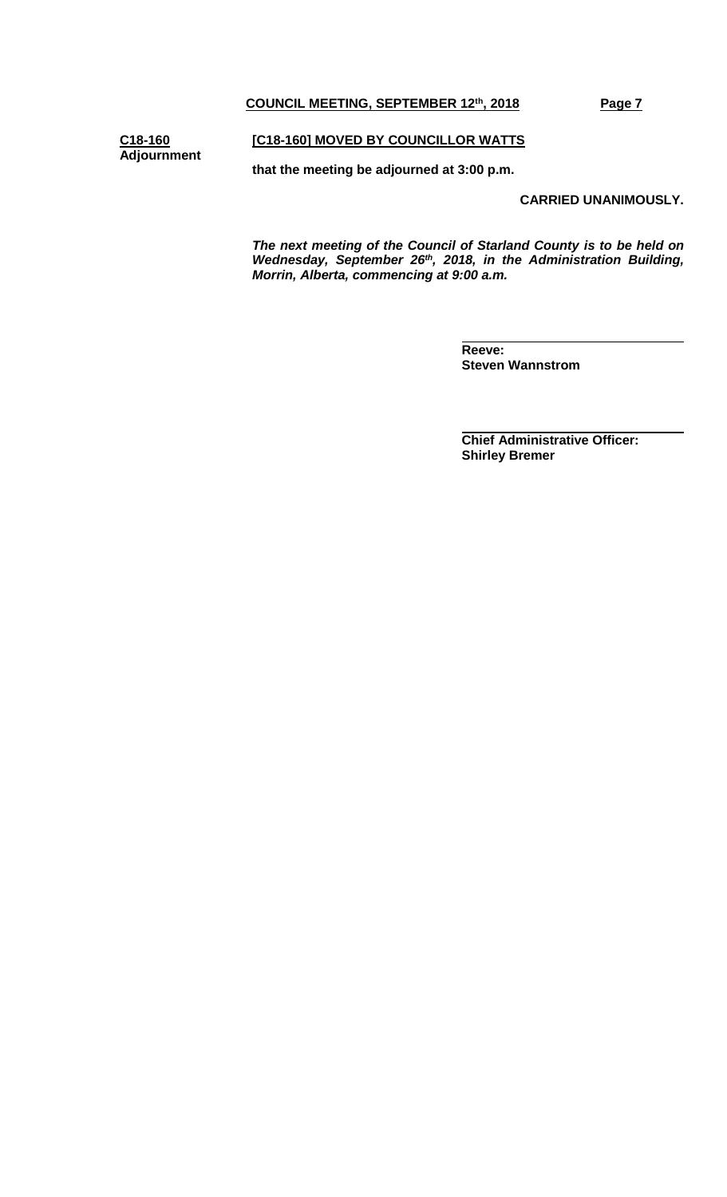**C18-160**
**Adjournment**

**[C18-160] MOVED BY COUNCILLOR WATTS**

**that the meeting be adjourned at 3:00 p.m.**

**CARRIED UNANIMOUSLY.**

***The next meeting of the Council of Starland County is to be held on Wednesday, September 26th, 2018, in the Administration Building, Morrin, Alberta, commencing at 9:00 a.m.***

______________________________
**Reeve:**
**Steven Wannstrom**

______________________________
**Chief Administrative Officer:**
**Shirley Bremer**